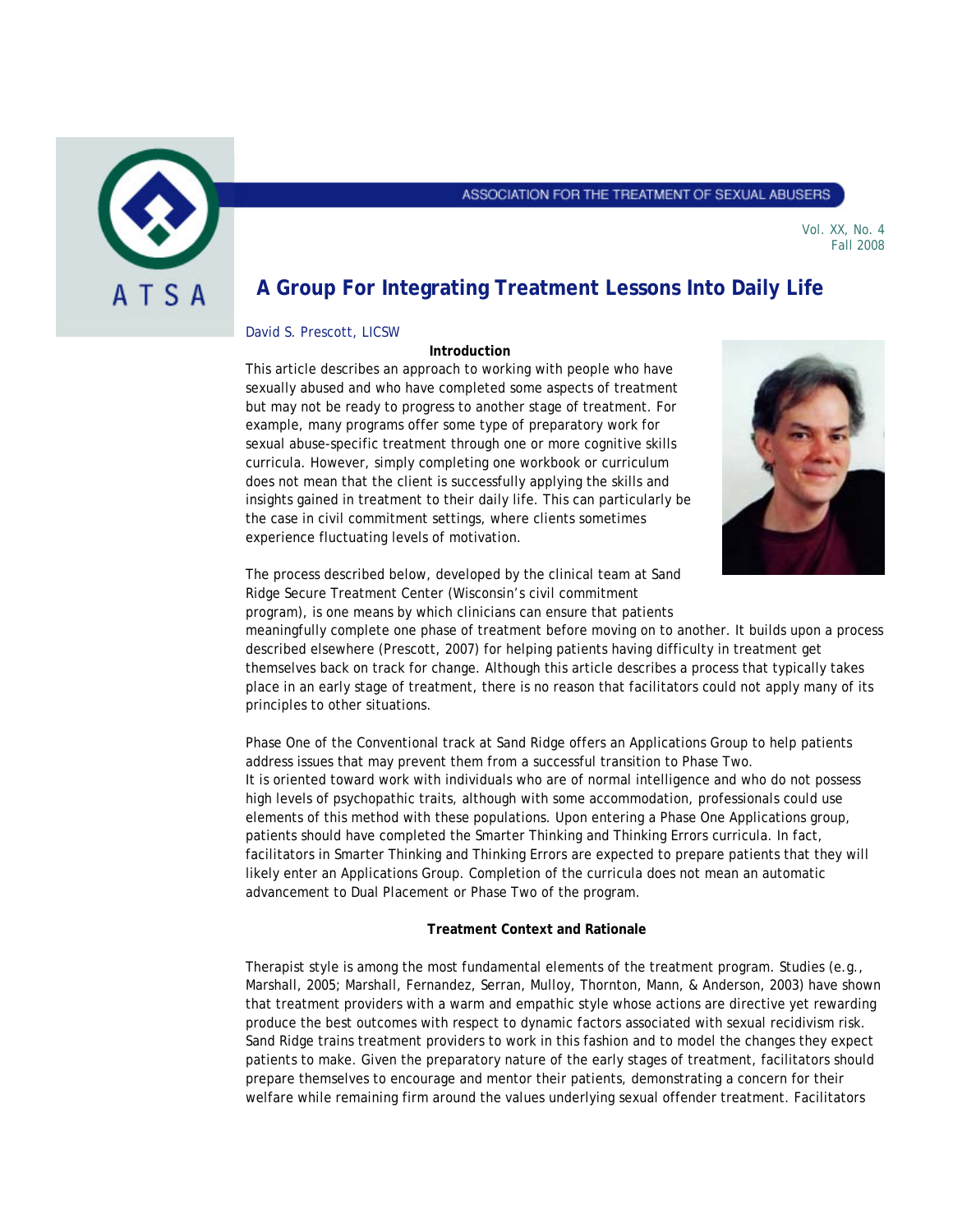# A Group For Integrating Treatment Lessons Into Daily Life

David S. Prescott, LICSW

## Introduction

This article describes an approach to working with people who have sexually abused and who have completed some aspects of treatment but may not be ready to progress to another stage of treatment. For example, many programs offer some type of preparatory work for sexual abuse-specific treatment through one or more cognitive skills curricula. However, simply completing one workbook or curriculum does not mean that the client is successfully applying the skills and insights gained in treatment to their daily life. This can particularly be the case in civil commitment settings, where clients sometimes experience fluctuating levels of motivation.

The process described below, developed by the clinical team at Sand Ridge Secure Treatment Center (Wisconsin's civil commitment program), is one means by which clinicians can ensure that patients meaningfully complete one phase of treatment before moving on to another. It builds upon a process described elsewhere (Prescott, 2007) for helping patients having difficulty in treatment get themselves back on track for change. Although this article describes a process that typically takes place in an early stage of treatment, there is no reason that facilitators could not apply many of its principles to other situations.

Phase One of the Conventional track at Sand Ridge offers an Applications Group to help patients address issues that may prevent them from a successful transition to Phase Two.
It is oriented toward work with individuals who are of normal intelligence and who do not possess high levels of psychopathic traits, although with some accommodation, professionals could use elements of this method with these populations. Upon entering a Phase One Applications group, patients should have completed the Smarter Thinking and Thinking Errors curricula. In fact, facilitators in Smarter Thinking and Thinking Errors are expected to prepare patients that they will likely enter an Applications Group. Completion of the curricula does not mean an automatic advancement to Dual Placement or Phase Two of the program.

## Treatment Context and Rationale

Therapist style is among the most fundamental elements of the treatment program. Studies (e.g., Marshall, 2005; Marshall, Fernandez, Serran, Mulloy, Thornton, Mann, & Anderson, 2003) have shown that treatment providers with a warm and empathic style whose actions are directive yet rewarding produce the best outcomes with respect to dynamic factors associated with sexual recidivism risk. Sand Ridge trains treatment providers to work in this fashion and to model the changes they expect patients to make. Given the preparatory nature of the early stages of treatment, facilitators should prepare themselves to encourage and mentor their patients, demonstrating a concern for their welfare while remaining firm around the values underlying sexual offender treatment. Facilitators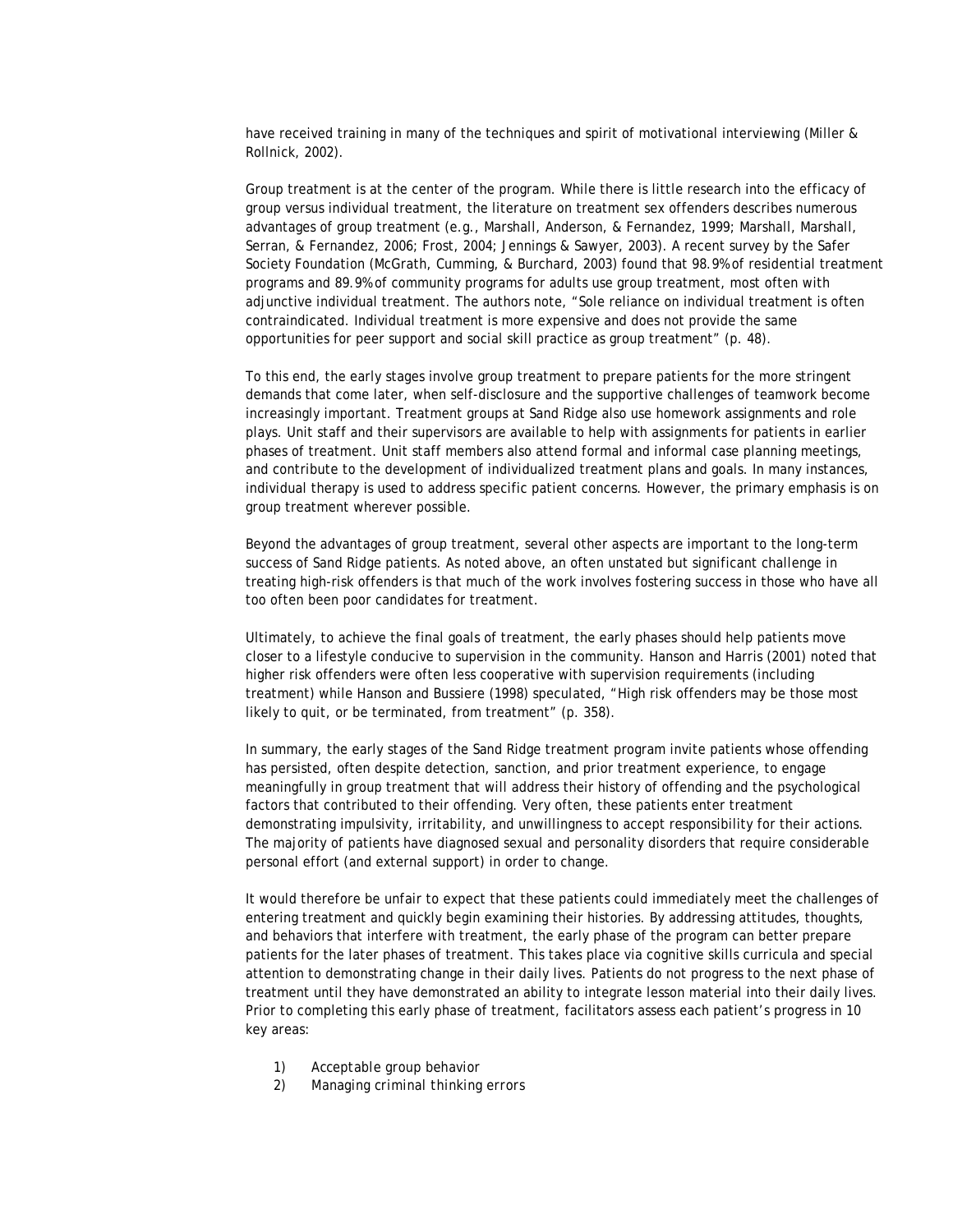have received training in many of the techniques and spirit of motivational interviewing (Miller & Rollnick, 2002).

Group treatment is at the center of the program. While there is little research into the efficacy of group versus individual treatment, the literature on treatment sex offenders describes numerous advantages of group treatment (e.g., Marshall, Anderson, & Fernandez, 1999; Marshall, Marshall, Serran, & Fernandez, 2006; Frost, 2004; Jennings & Sawyer, 2003). A recent survey by the Safer Society Foundation (McGrath, Cumming, & Burchard, 2003) found that 98.9% of residential treatment programs and 89.9% of community programs for adults use group treatment, most often with adjunctive individual treatment. The authors note, "Sole reliance on individual treatment is often contraindicated. Individual treatment is more expensive and does not provide the same opportunities for peer support and social skill practice as group treatment" (p. 48).

To this end, the early stages involve group treatment to prepare patients for the more stringent demands that come later, when self-disclosure and the supportive challenges of teamwork become increasingly important. Treatment groups at Sand Ridge also use homework assignments and role plays. Unit staff and their supervisors are available to help with assignments for patients in earlier phases of treatment. Unit staff members also attend formal and informal case planning meetings, and contribute to the development of individualized treatment plans and goals. In many instances, individual therapy is used to address specific patient concerns. However, the primary emphasis is on group treatment wherever possible.

Beyond the advantages of group treatment, several other aspects are important to the long-term success of Sand Ridge patients. As noted above, an often unstated but significant challenge in treating high-risk offenders is that much of the work involves fostering success in those who have all too often been poor candidates for treatment.

Ultimately, to achieve the final goals of treatment, the early phases should help patients move closer to a lifestyle conducive to supervision in the community. Hanson and Harris (2001) noted that higher risk offenders were often less cooperative with supervision requirements (including treatment) while Hanson and Bussiere (1998) speculated, "High risk offenders may be those most likely to quit, or be terminated, from treatment" (p. 358).

In summary, the early stages of the Sand Ridge treatment program invite patients whose offending has persisted, often despite detection, sanction, and prior treatment experience, to engage meaningfully in group treatment that will address their history of offending and the psychological factors that contributed to their offending. Very often, these patients enter treatment demonstrating impulsivity, irritability, and unwillingness to accept responsibility for their actions. The majority of patients have diagnosed sexual and personality disorders that require considerable personal effort (and external support) in order to change.

It would therefore be unfair to expect that these patients could immediately meet the challenges of entering treatment and quickly begin examining their histories. By addressing attitudes, thoughts, and behaviors that interfere with treatment, the early phase of the program can better prepare patients for the later phases of treatment. This takes place via cognitive skills curricula and special attention to demonstrating change in their daily lives. Patients do not progress to the next phase of treatment until they have demonstrated an ability to integrate lesson material into their daily lives. Prior to completing this early phase of treatment, facilitators assess each patient's progress in 10 key areas:

1) Acceptable group behavior
2) Managing criminal thinking errors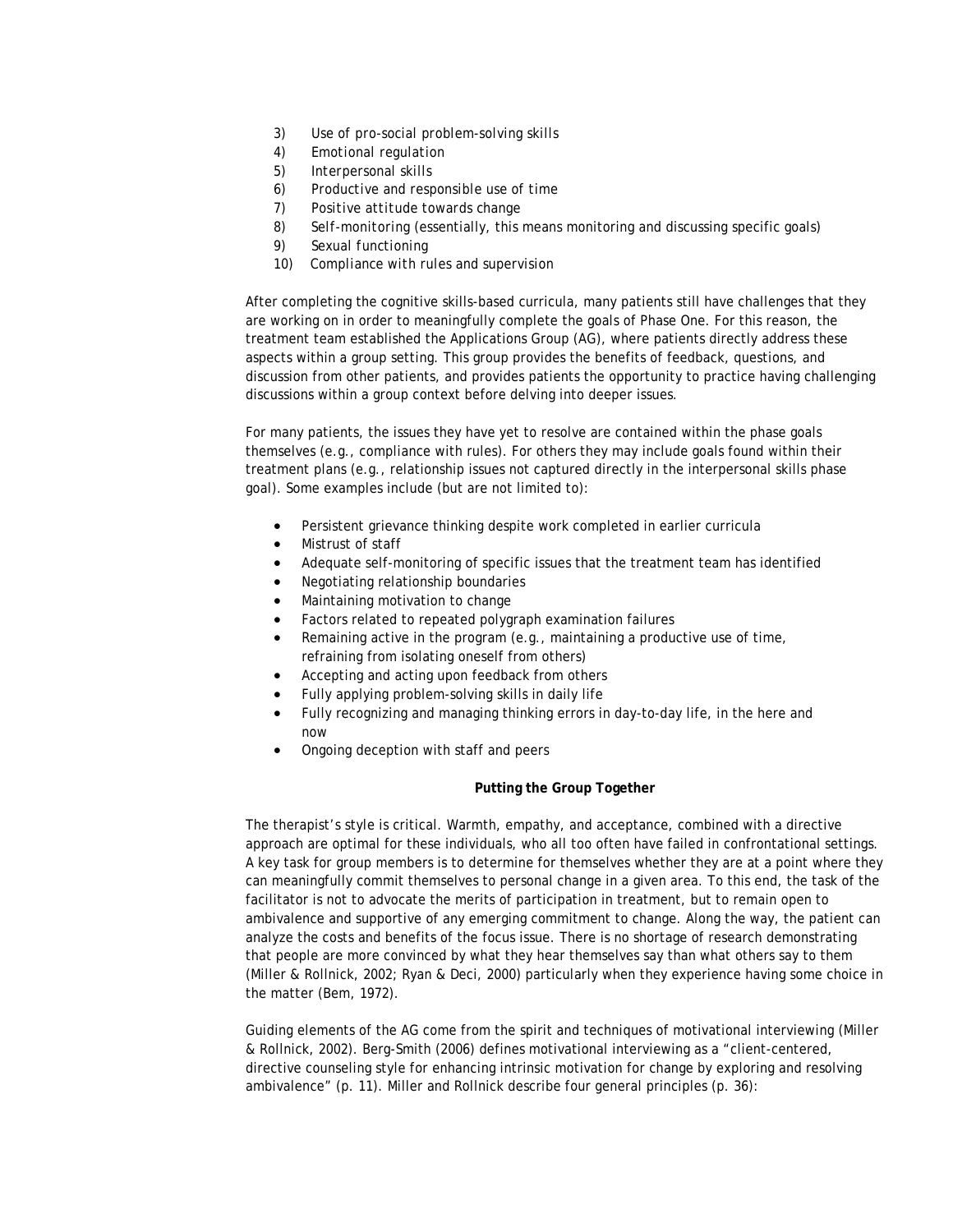3) Use of pro-social problem-solving skills
4) Emotional regulation
5) Interpersonal skills
6) Productive and responsible use of time
7) Positive attitude towards change
8) Self-monitoring (essentially, this means monitoring and discussing specific goals)
9) Sexual functioning
10) Compliance with rules and supervision

After completing the cognitive skills-based curricula, many patients still have challenges that they are working on in order to meaningfully complete the goals of Phase One. For this reason, the treatment team established the Applications Group (AG), where patients directly address these aspects within a group setting. This group provides the benefits of feedback, questions, and discussion from other patients, and provides patients the opportunity to practice having challenging discussions within a group context before delving into deeper issues.

For many patients, the issues they have yet to resolve are contained within the phase goals themselves (e.g., compliance with rules). For others they may include goals found within their treatment plans (e.g., relationship issues not captured directly in the interpersonal skills phase goal). Some examples include (but are not limited to):

- Persistent grievance thinking despite work completed in earlier curricula
- Mistrust of staff
- Adequate self-monitoring of specific issues that the treatment team has identified
- Negotiating relationship boundaries
- Maintaining motivation to change
- Factors related to repeated polygraph examination failures
- Remaining active in the program (e.g., maintaining a productive use of time, refraining from isolating oneself from others)
- Accepting and acting upon feedback from others
- Fully applying problem-solving skills in daily life
- Fully recognizing and managing thinking errors in day-to-day life, in the here and now
- Ongoing deception with staff and peers

**Putting the Group Together**

The therapist's style is critical. Warmth, empathy, and acceptance, combined with a directive approach are optimal for these individuals, who all too often have failed in confrontational settings. A key task for group members is to determine for themselves whether they are at a point where they can meaningfully commit themselves to personal change in a given area. To this end, the task of the facilitator is not to advocate the merits of participation in treatment, but to remain open to ambivalence and supportive of any emerging commitment to change. Along the way, the patient can analyze the costs and benefits of the focus issue. There is no shortage of research demonstrating that people are more convinced by what they hear themselves say than what others say to them (Miller & Rollnick, 2002; Ryan & Deci, 2000) particularly when they experience having some choice in the matter (Bem, 1972).

Guiding elements of the AG come from the spirit and techniques of motivational interviewing (Miller & Rollnick, 2002). Berg-Smith (2006) defines motivational interviewing as a "client-centered, directive counseling style for enhancing intrinsic motivation for change by exploring and resolving ambivalence" (p. 11). Miller and Rollnick describe four general principles (p. 36):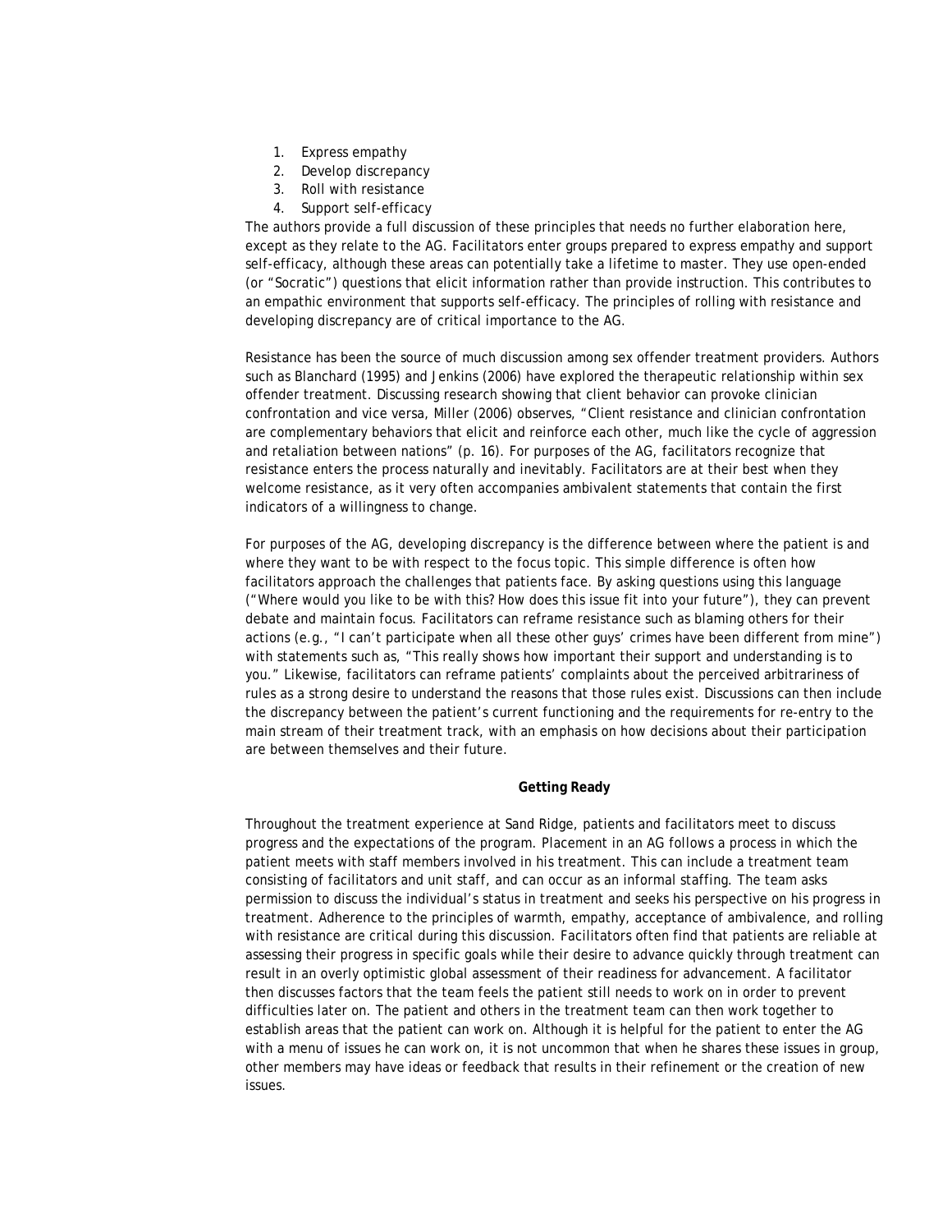1. Express empathy
2. Develop discrepancy
3. Roll with resistance
4. Support self-efficacy

The authors provide a full discussion of these principles that needs no further elaboration here, except as they relate to the AG. Facilitators enter groups prepared to express empathy and support self-efficacy, although these areas can potentially take a lifetime to master. They use open-ended (or "Socratic") questions that elicit information rather than provide instruction. This contributes to an empathic environment that supports self-efficacy. The principles of rolling with resistance and developing discrepancy are of critical importance to the AG.

Resistance has been the source of much discussion among sex offender treatment providers. Authors such as Blanchard (1995) and Jenkins (2006) have explored the therapeutic relationship within sex offender treatment. Discussing research showing that client behavior can provoke clinician confrontation and vice versa, Miller (2006) observes, "Client resistance and clinician confrontation are complementary behaviors that elicit and reinforce each other, much like the cycle of aggression and retaliation between nations" (p. 16). For purposes of the AG, facilitators recognize that resistance enters the process naturally and inevitably. Facilitators are at their best when they welcome resistance, as it very often accompanies ambivalent statements that contain the first indicators of a willingness to change.

For purposes of the AG, developing discrepancy is the difference between where the patient is and where they want to be with respect to the focus topic. This simple difference is often how facilitators approach the challenges that patients face. By asking questions using this language ("Where would you like to be with this? How does this issue fit into your future"), they can prevent debate and maintain focus. Facilitators can reframe resistance such as blaming others for their actions (e.g., "I can't participate when all these other guys' crimes have been different from mine") with statements such as, "This really shows how important their support and understanding is to you." Likewise, facilitators can reframe patients' complaints about the perceived arbitrariness of rules as a strong desire to understand the reasons that those rules exist. Discussions can then include the discrepancy between the patient's current functioning and the requirements for re-entry to the main stream of their treatment track, with an emphasis on how decisions about their participation are between themselves and their future.

**Getting Ready**

Throughout the treatment experience at Sand Ridge, patients and facilitators meet to discuss progress and the expectations of the program. Placement in an AG follows a process in which the patient meets with staff members involved in his treatment. This can include a treatment team consisting of facilitators and unit staff, and can occur as an informal staffing. The team asks permission to discuss the individual's status in treatment and seeks his perspective on his progress in treatment. Adherence to the principles of warmth, empathy, acceptance of ambivalence, and rolling with resistance are critical during this discussion. Facilitators often find that patients are reliable at assessing their progress in specific goals while their desire to advance quickly through treatment can result in an overly optimistic global assessment of their readiness for advancement. A facilitator then discusses factors that the team feels the patient still needs to work on in order to prevent difficulties later on. The patient and others in the treatment team can then work together to establish areas that the patient can work on. Although it is helpful for the patient to enter the AG with a menu of issues he can work on, it is not uncommon that when he shares these issues in group, other members may have ideas or feedback that results in their refinement or the creation of new issues.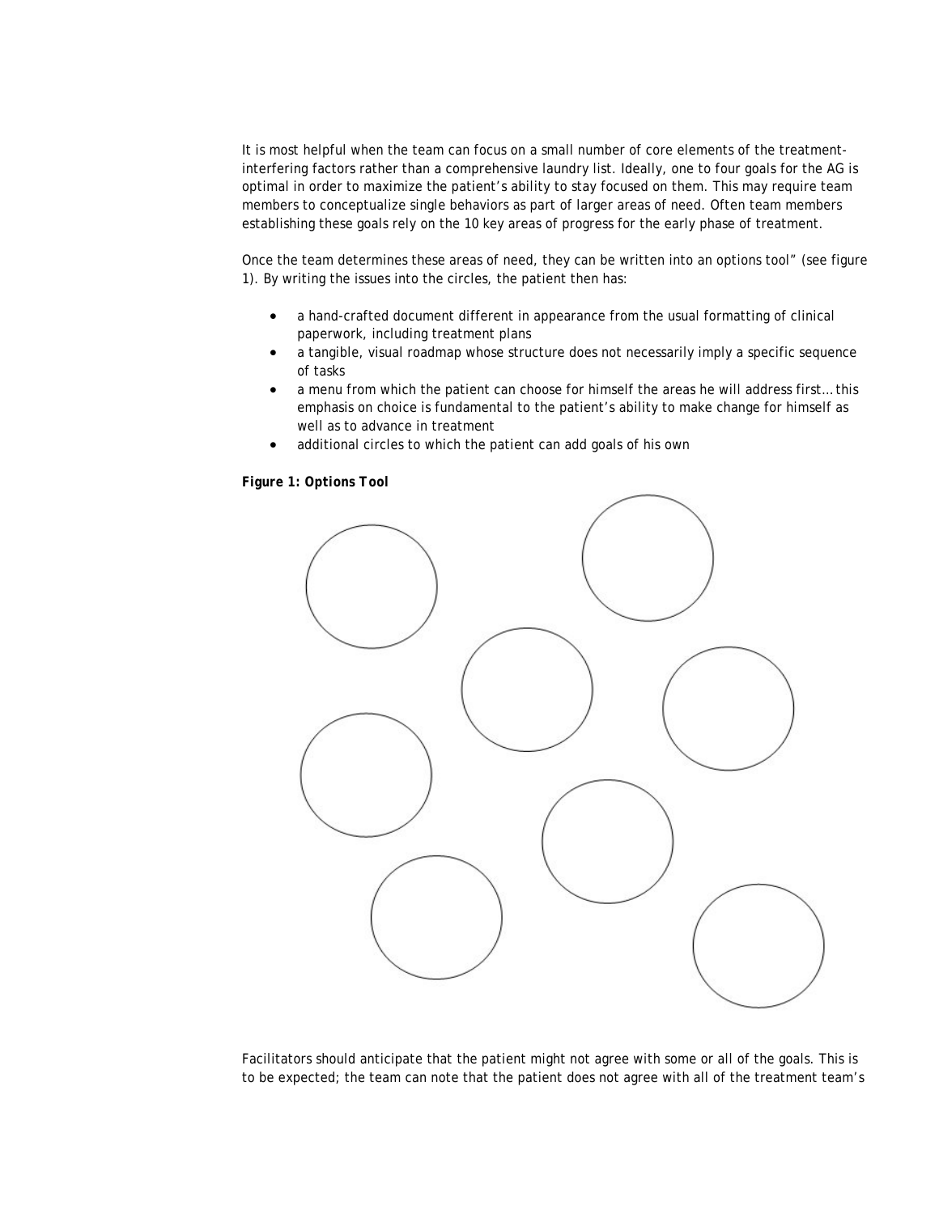It is most helpful when the team can focus on a small number of core elements of the treatment-interfering factors rather than a comprehensive laundry list. Ideally, one to four goals for the AG is optimal in order to maximize the patient's ability to stay focused on them. This may require team members to conceptualize single behaviors as part of larger areas of need. Often team members establishing these goals rely on the 10 key areas of progress for the early phase of treatment.

Once the team determines these areas of need, they can be written into an options tool" (see figure 1). By writing the issues into the circles, the patient then has:

- a hand-crafted document different in appearance from the usual formatting of clinical paperwork, including treatment plans
- a tangible, visual roadmap whose structure does not necessarily imply a specific sequence of tasks
- a menu from which the patient can choose for himself the areas he will address first… this emphasis on choice is fundamental to the patient's ability to make change for himself as well as to advance in treatment
- additional circles to which the patient can add goals of his own

**Figure 1: Options Tool**

Facilitators should anticipate that the patient might not agree with some or all of the goals. This is to be expected; the team can note that the patient does not agree with all of the treatment team's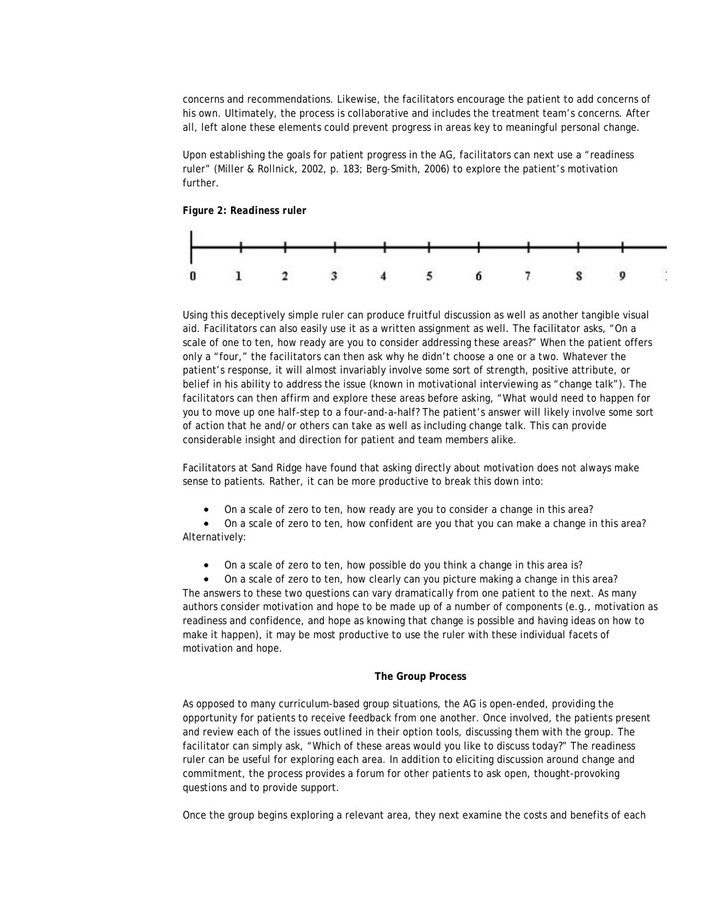concerns and recommendations. Likewise, the facilitators encourage the patient to add concerns of his own. Ultimately, the process is collaborative and includes the treatment team's concerns. After all, left alone these elements could prevent progress in areas key to meaningful personal change.

Upon establishing the goals for patient progress in the AG, facilitators can next use a "readiness ruler" (Miller & Rollnick, 2002, p. 183; Berg-Smith, 2006) to explore the patient's motivation further.

***Figure 2: Readiness ruler***

0 1 2 3 4 5 6 7 8 9

Using this deceptively simple ruler can produce fruitful discussion as well as another tangible visual aid. Facilitators can also easily use it as a written assignment as well. The facilitator asks, "On a scale of one to ten, how ready are you to consider addressing these areas?" When the patient offers only a "four," the facilitators can then ask why he didn't choose a one or a two. Whatever the patient's response, it will almost invariably involve some sort of strength, positive attribute, or belief in his ability to address the issue (known in motivational interviewing as "change talk"). The facilitators can then affirm and explore these areas before asking, "What would need to happen for you to move up one half-step to a four-and-a-half? The patient's answer will likely involve some sort of action that he and/or others can take as well as including change talk. This can provide considerable insight and direction for patient and team members alike.

Facilitators at Sand Ridge have found that asking directly about motivation does not always make sense to patients. Rather, it can be more productive to break this down into:

- On a scale of zero to ten, how ready are you to consider a change in this area?
- On a scale of zero to ten, how confident are you that you can make a change in this area?

Alternatively:

- On a scale of zero to ten, how possible do you think a change in this area is?
- On a scale of zero to ten, how clearly can you picture making a change in this area?

The answers to these two questions can vary dramatically from one patient to the next. As many authors consider motivation and hope to be made up of a number of components (e.g., motivation as readiness and confidence, and hope as knowing that change is possible and having ideas on how to make it happen), it may be most productive to use the ruler with these individual facets of motivation and hope.

**The Group Process**

As opposed to many curriculum-based group situations, the AG is open-ended, providing the opportunity for patients to receive feedback from one another. Once involved, the patients present and review each of the issues outlined in their option tools, discussing them with the group. The facilitator can simply ask, "Which of these areas would you like to discuss today?" The readiness ruler can be useful for exploring each area. In addition to eliciting discussion around change and commitment, the process provides a forum for other patients to ask open, thought-provoking questions and to provide support.

Once the group begins exploring a relevant area, they next examine the costs and benefits of each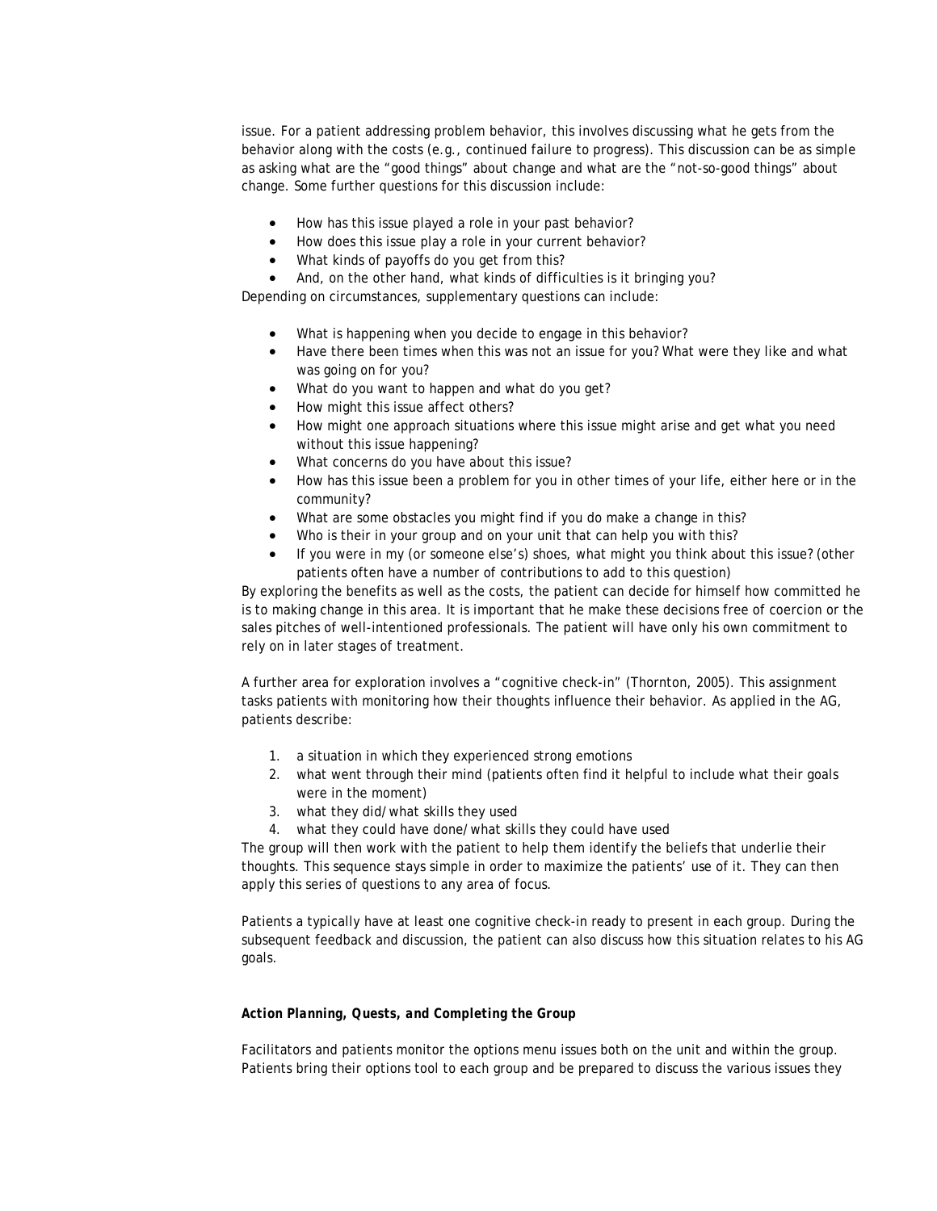issue. For a patient addressing problem behavior, this involves discussing what he gets from the behavior along with the costs (e.g., continued failure to progress). This discussion can be as simple as asking what are the "good things" about change and what are the "not-so-good things" about change. Some further questions for this discussion include:

- How has this issue played a role in your past behavior?
- How does this issue play a role in your current behavior?
- What kinds of payoffs do you get from this?
- And, on the other hand, what kinds of difficulties is it bringing you?

Depending on circumstances, supplementary questions can include:

- What is happening when you decide to engage in this behavior?
- Have there been times when this was not an issue for you? What were they like and what was going on for you?
- What do you want to happen and what do you get?
- How might this issue affect others?
- How might one approach situations where this issue might arise and get what you need without this issue happening?
- What concerns do you have about this issue?
- How has this issue been a problem for you in other times of your life, either here or in the community?
- What are some obstacles you might find if you do make a change in this?
- Who is their in your group and on your unit that can help you with this?
- If you were in my (or someone else's) shoes, what might you think about this issue? (other patients often have a number of contributions to add to this question)

By exploring the benefits as well as the costs, the patient can decide for himself how committed he is to making change in this area. It is important that he make these decisions free of coercion or the sales pitches of well-intentioned professionals. The patient will have only his own commitment to rely on in later stages of treatment.

A further area for exploration involves a "cognitive check-in" (Thornton, 2005). This assignment tasks patients with monitoring how their thoughts influence their behavior. As applied in the AG, patients describe:

1. a situation in which they experienced strong emotions
2. what went through their mind (patients often find it helpful to include what their goals were in the moment)
3. what they did/what skills they used
4. what they could have done/what skills they could have used

The group will then work with the patient to help them identify the beliefs that underlie their thoughts. This sequence stays simple in order to maximize the patients' use of it. They can then apply this series of questions to any area of focus.

Patients a typically have at least one cognitive check-in ready to present in each group. During the subsequent feedback and discussion, the patient can also discuss how this situation relates to his AG goals.

***Action Planning, Quests, and Completing the Group***

Facilitators and patients monitor the options menu issues both on the unit and within the group. Patients bring their options tool to each group and be prepared to discuss the various issues they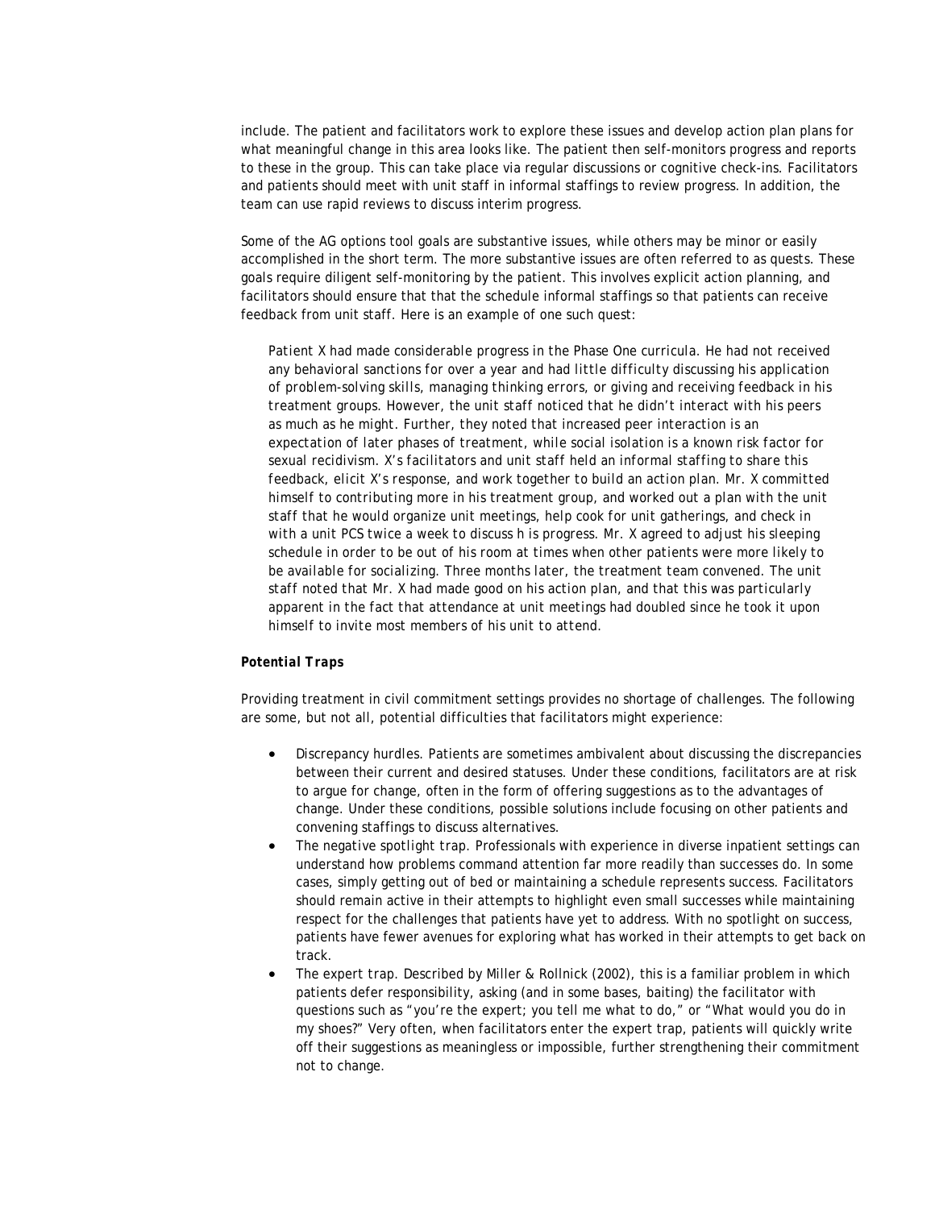include. The patient and facilitators work to explore these issues and develop action plan plans for what meaningful change in this area looks like. The patient then self-monitors progress and reports to these in the group. This can take place via regular discussions or cognitive check-ins. Facilitators and patients should meet with unit staff in informal staffings to review progress. In addition, the team can use rapid reviews to discuss interim progress.

Some of the AG options tool goals are substantive issues, while others may be minor or easily accomplished in the short term. The more substantive issues are often referred to as quests. These goals require diligent self-monitoring by the patient. This involves explicit action planning, and facilitators should ensure that that the schedule informal staffings so that patients can receive feedback from unit staff. Here is an example of one such quest:

> *Patient X had made considerable progress in the Phase One curricula. He had not received any behavioral sanctions for over a year and had little difficulty discussing his application of problem-solving skills, managing thinking errors, or giving and receiving feedback in his treatment groups. However, the unit staff noticed that he didn't interact with his peers as much as he might. Further, they noted that increased peer interaction is an expectation of later phases of treatment, while social isolation is a known risk factor for sexual recidivism. X's facilitators and unit staff held an informal staffing to share this feedback, elicit X's response, and work together to build an action plan. Mr. X committed himself to contributing more in his treatment group, and worked out a plan with the unit staff that he would organize unit meetings, help cook for unit gatherings, and check in with a unit PCS twice a week to discuss h is progress. Mr. X agreed to adjust his sleeping schedule in order to be out of his room at times when other patients were more likely to be available for socializing. Three months later, the treatment team convened. The unit staff noted that Mr. X had made good on his action plan, and that this was particularly apparent in the fact that attendance at unit meetings had doubled since he took it upon himself to invite most members of his unit to attend.*

***Potential Traps***

Providing treatment in civil commitment settings provides no shortage of challenges. The following are some, but not all, potential difficulties that facilitators might experience:

- Discrepancy hurdles. Patients are sometimes ambivalent about discussing the discrepancies between their current and desired statuses. Under these conditions, facilitators are at risk to argue for change, often in the form of offering suggestions as to the advantages of change. Under these conditions, possible solutions include focusing on other patients and convening staffings to discuss alternatives.
- The negative spotlight trap. Professionals with experience in diverse inpatient settings can understand how problems command attention far more readily than successes do. In some cases, simply getting out of bed or maintaining a schedule represents success. Facilitators should remain active in their attempts to highlight even small successes while maintaining respect for the challenges that patients have yet to address. With no spotlight on success, patients have fewer avenues for exploring what has worked in their attempts to get back on track.
- The expert trap. Described by Miller & Rollnick (2002), this is a familiar problem in which patients defer responsibility, asking (and in some bases, baiting) the facilitator with questions such as "you're the expert; you tell me what to do," or "What would you do in my shoes?" Very often, when facilitators enter the expert trap, patients will quickly write off their suggestions as meaningless or impossible, further strengthening their commitment not to change.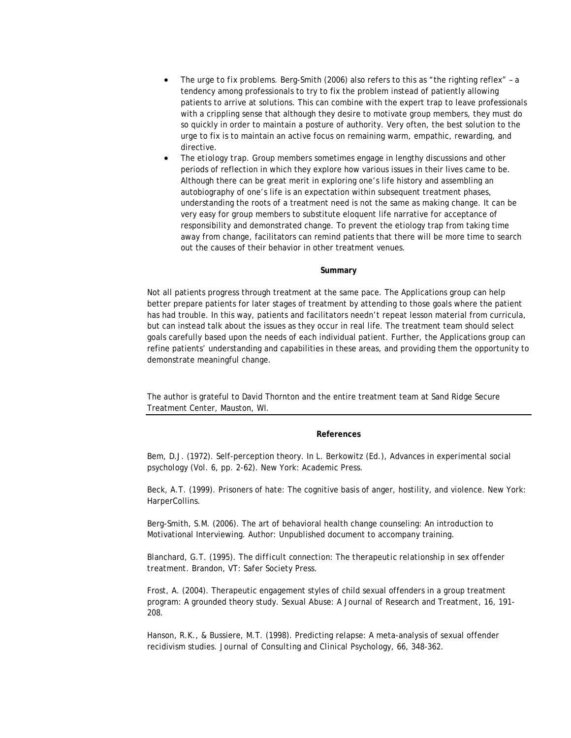- *The urge to fix problems.* Berg-Smith (2006) also refers to this as "the righting reflex" – a tendency among professionals to try to fix the problem instead of patiently allowing patients to arrive at solutions. This can combine with the expert trap to leave professionals with a crippling sense that although they desire to motivate group members, they must do so quickly in order to maintain a posture of authority. Very often, the best solution to the urge to fix is to maintain an active focus on remaining warm, empathic, rewarding, and directive.
- *The etiology trap.* Group members sometimes engage in lengthy discussions and other periods of reflection in which they explore how various issues in their lives came to be. Although there can be great merit in exploring one's life history and assembling an autobiography of one's life is an expectation within subsequent treatment phases, understanding the roots of a treatment need is not the same as making change. It can be very easy for group members to substitute eloquent life narrative for acceptance of responsibility and demonstrated change. To prevent the etiology trap from taking time away from change, facilitators can remind patients that there will be more time to search out the causes of their behavior in other treatment venues.

**Summary**

Not all patients progress through treatment at the same pace. The Applications group can help better prepare patients for later stages of treatment by attending to those goals where the patient has had trouble. In this way, patients and facilitators needn't repeat lesson material from curricula, but can instead talk about the issues as they occur in real life. The treatment team should select goals carefully based upon the needs of each individual patient. Further, the Applications group can refine patients' understanding and capabilities in these areas, and providing them the opportunity to demonstrate meaningful change.

The author is grateful to David Thornton and the entire treatment team at Sand Ridge Secure Treatment Center, Mauston, WI.

**References**

Bem, D.J. (1972). Self-perception theory. In L. Berkowitz (Ed.), *Advances in experimental social psychology* (Vol. 6, pp. 2-62). New York: Academic Press.

Beck, A.T. (1999). Prisoners of hate: The cognitive basis of anger, hostility, and violence. New York: HarperCollins.

Berg-Smith, S.M. (2006). The art of behavioral health change counseling: An introduction to Motivational Interviewing. Author: Unpublished document to accompany training.

Blanchard, G.T. (1995). *The difficult connection: The therapeutic relationship in sex offender treatment.* Brandon, VT: Safer Society Press.

Frost, A. (2004). Therapeutic engagement styles of child sexual offenders in a group treatment program: A grounded theory study. *Sexual Abuse: A Journal of Research and Treatment, 16,* 191-208.

Hanson, R.K., & Bussiere, M.T. (1998). Predicting relapse: A meta-analysis of sexual offender recidivism studies. *Journal of Consulting and Clinical Psychology, 66,* 348-362.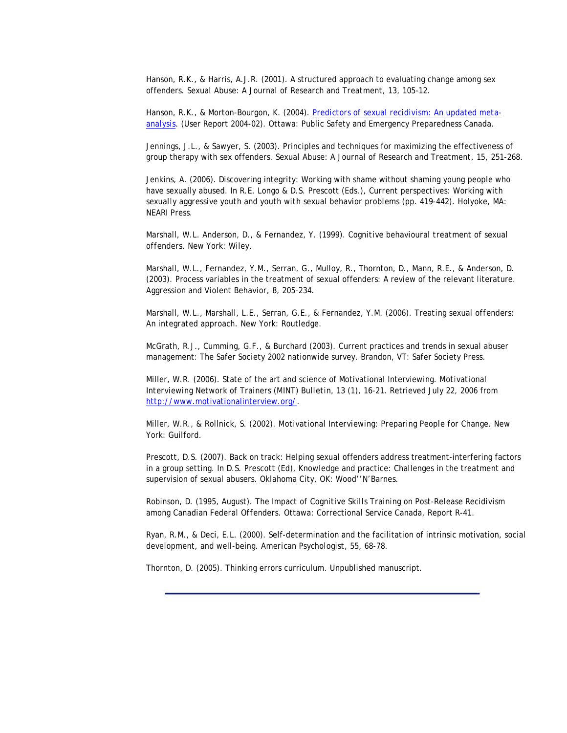Hanson, R.K., & Harris, A.J.R. (2001). A structured approach to evaluating change among sex offenders. Sexual Abuse: A Journal of Research and Treatment, 13, 105-12.

Hanson, R.K., & Morton-Bourgon, K. (2004). [Predictors of sexual recidivism: An updated meta-analysis](). (User Report 2004-02). Ottawa: Public Safety and Emergency Preparedness Canada.

Jennings, J.L., & Sawyer, S. (2003). Principles and techniques for maximizing the effectiveness of group therapy with sex offenders. Sexual Abuse: A Journal of Research and Treatment, 15, 251-268.

Jenkins, A. (2006). Discovering integrity: Working with shame without shaming young people who have sexually abused. In R.E. Longo & D.S. Prescott (Eds.), Current perspectives: Working with sexually aggressive youth and youth with sexual behavior problems (pp. 419-442). Holyoke, MA: NEARI Press.

Marshall, W.L. Anderson, D., & Fernandez, Y. (1999). *Cognitive behavioural treatment of sexual offenders*. New York: Wiley.

Marshall, W.L., Fernandez, Y.M., Serran, G., Mulloy, R., Thornton, D., Mann, R.E., & Anderson, D. (2003). Process variables in the treatment of sexual offenders: A review of the relevant literature. Aggression and Violent Behavior, 8, 205-234.

Marshall, W.L., Marshall, L.E., Serran, G.E., & Fernandez, Y.M. (2006). *Treating sexual offenders: An integrated approach*. New York: Routledge.

McGrath, R.J., Cumming, G.F., & Burchard (2003). Current practices and trends in sexual abuser management: The Safer Society 2002 nationwide survey. Brandon, VT: Safer Society Press.

Miller, W.R. (2006). State of the art and science of Motivational Interviewing. *Motivational Interviewing Network of Trainers (MINT) Bulletin*, 13 (1), 16-21. Retrieved July 22, 2006 from [http://www.motivationalinterview.org/](http://www.motivationalinterview.org/).

Miller, W.R., & Rollnick, S. (2002). *Motivational Interviewing: Preparing People for Change*. New York: Guilford.

Prescott, D.S. (2007). Back on track: Helping sexual offenders address treatment-interfering factors in a group setting. In D.S. Prescott (Ed), Knowledge and practice: Challenges in the treatment and supervision of sexual abusers. Oklahoma City, OK: Wood''N'Barnes.

Robinson, D. (1995, August). The Impact of Cognitive Skills Training on Post-Release Recidivism among Canadian Federal Offenders. Ottawa: Correctional Service Canada, Report R-41.

Ryan, R.M., & Deci, E.L. (2000). Self-determination and the facilitation of intrinsic motivation, social development, and well-being. *American Psychologist*, 55, 68-78.

Thornton, D. (2005). Thinking errors curriculum. Unpublished manuscript.